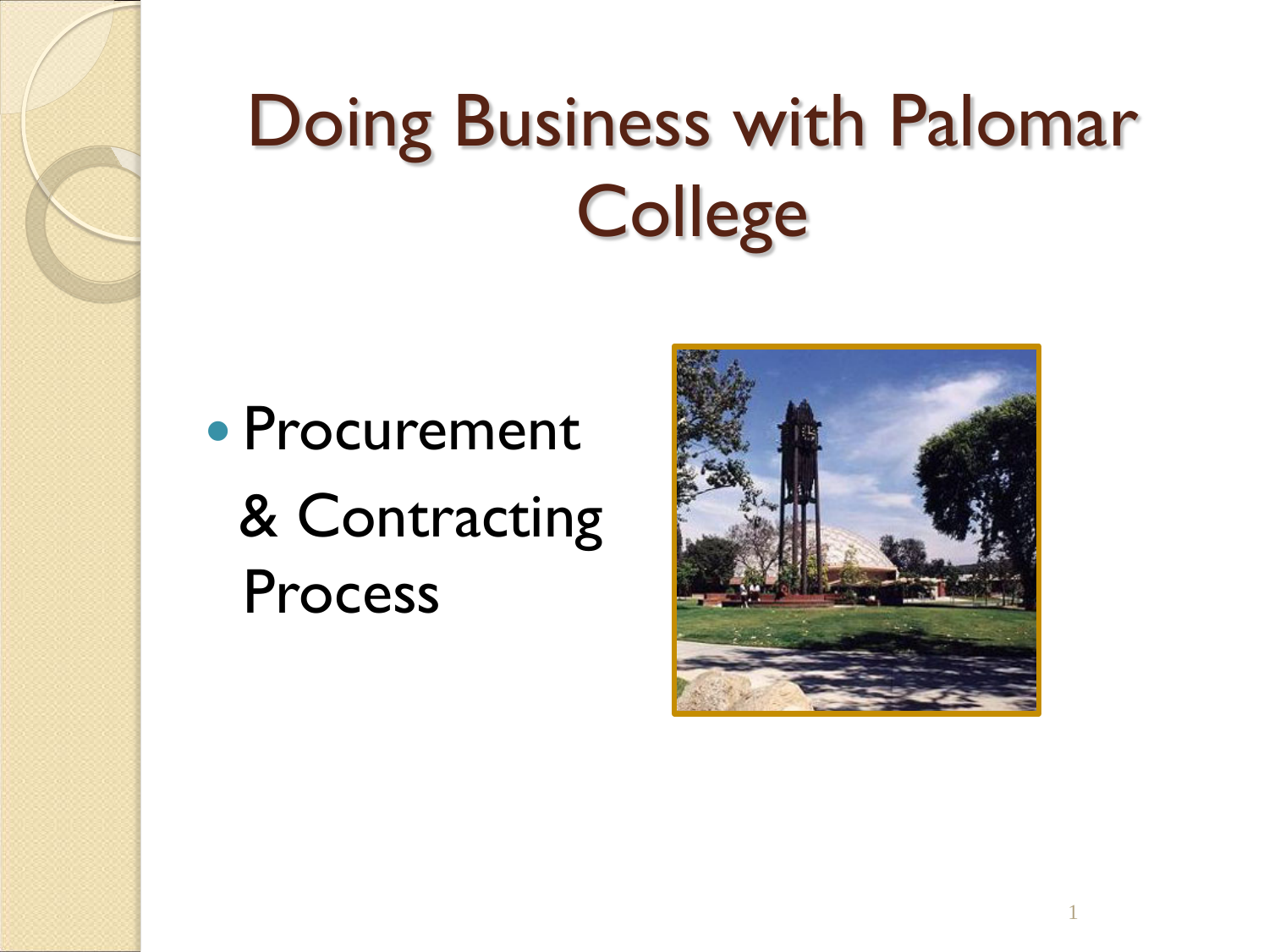# Doing Business with Palomar College

- Procurement & Contracting Process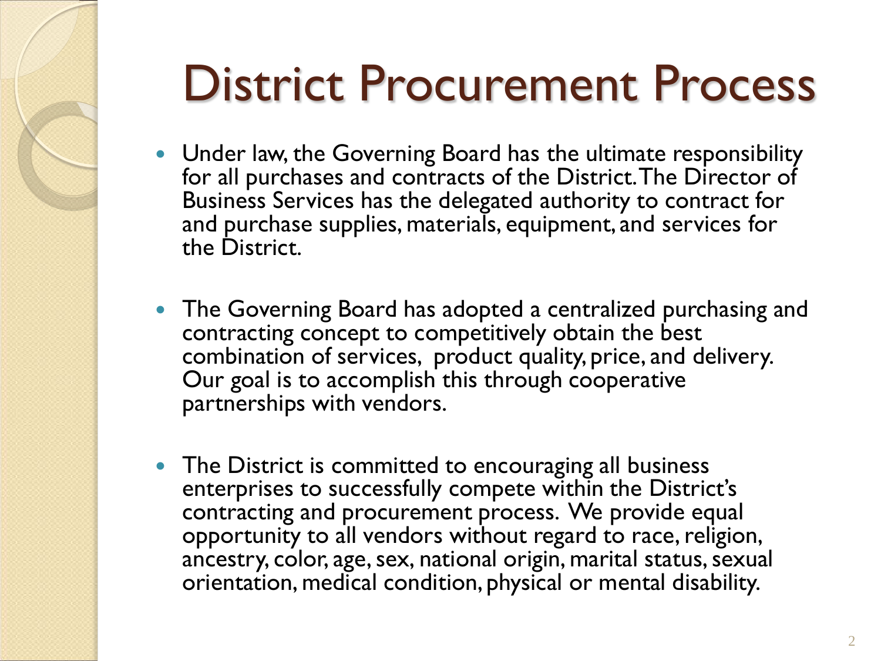# District Procurement Process

- Under law, the Governing Board has the ultimate responsibility for all purchases and contracts of the District. The Director of Business Services has the delegated authority to contract for and purchase supplies, materials, equipment, and services for the District.

- The Governing Board has adopted a centralized purchasing and contracting concept to competitively obtain the best combination of services, product quality, price, and delivery. Our goal is to accomplish this through cooperative partnerships with vendors.

- The District is committed to encouraging all business enterprises to successfully compete within the District's contracting and procurement process. We provide equal opportunity to all vendors without regard to race, religion, ancestry, color, age, sex, national origin, marital status, sexual orientation, medical condition, physical or mental disability.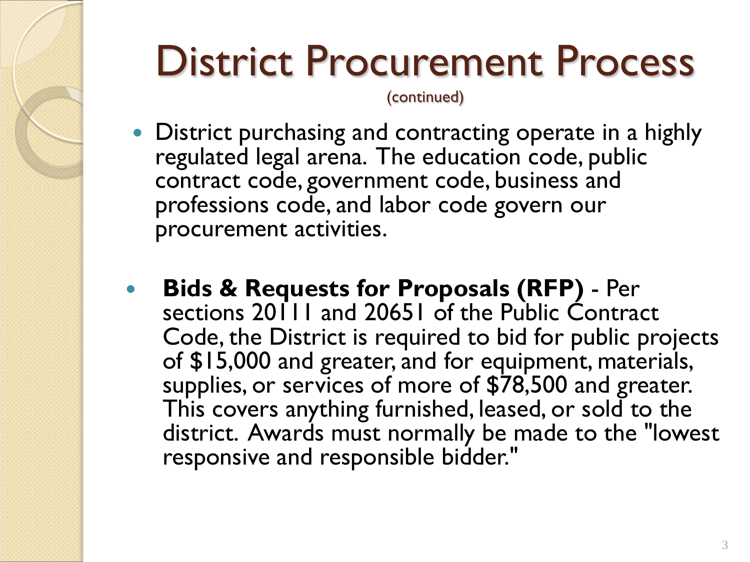# District Procurement Process

(continued)

- District purchasing and contracting operate in a highly regulated legal arena. The education code, public contract code, government code, business and professions code, and labor code govern our procurement activities.

- **Bids & Requests for Proposals (RFP)** - Per sections 20111 and 20651 of the Public Contract Code, the District is required to bid for public projects of $15,000 and greater, and for equipment, materials, supplies, or services of more of $78,500 and greater. This covers anything furnished, leased, or sold to the district. Awards must normally be made to the "lowest responsive and responsible bidder."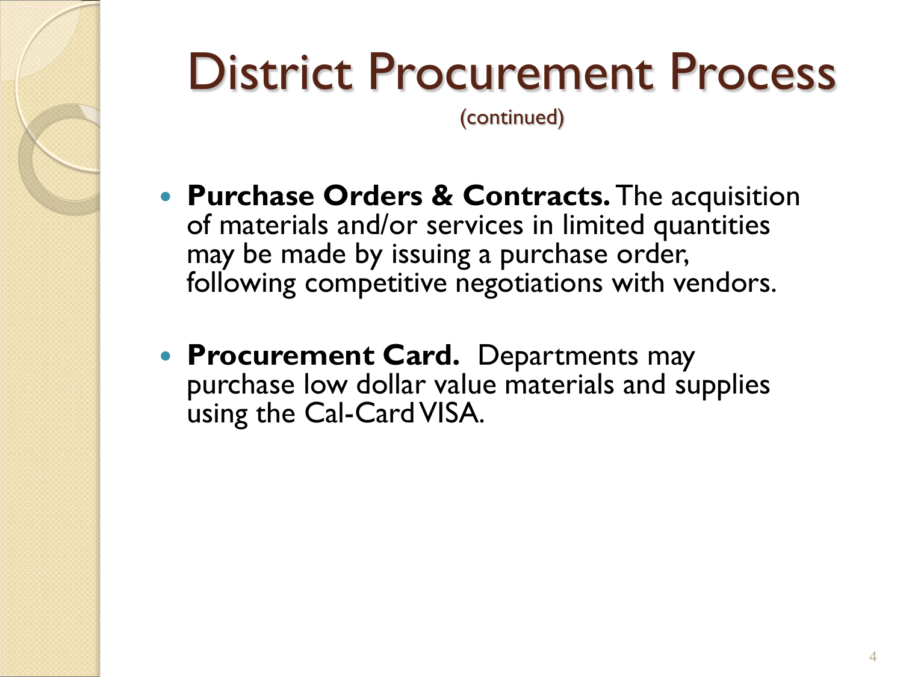# District Procurement Process

(continued)

- **Purchase Orders & Contracts.** The acquisition of materials and/or services in limited quantities may be made by issuing a purchase order, following competitive negotiations with vendors.

- **Procurement Card.** Departments may purchase low dollar value materials and supplies using the Cal-Card VISA.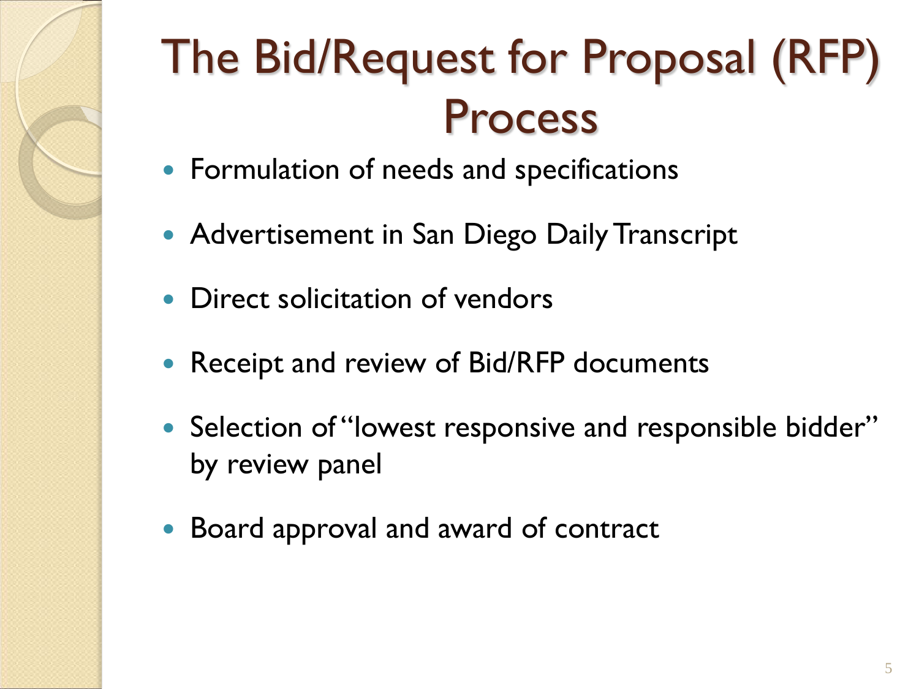# The Bid/Request for Proposal (RFP) Process

- Formulation of needs and specifications
- Advertisement in San Diego Daily Transcript
- Direct solicitation of vendors
- Receipt and review of Bid/RFP documents
- Selection of "lowest responsive and responsible bidder" by review panel
- Board approval and award of contract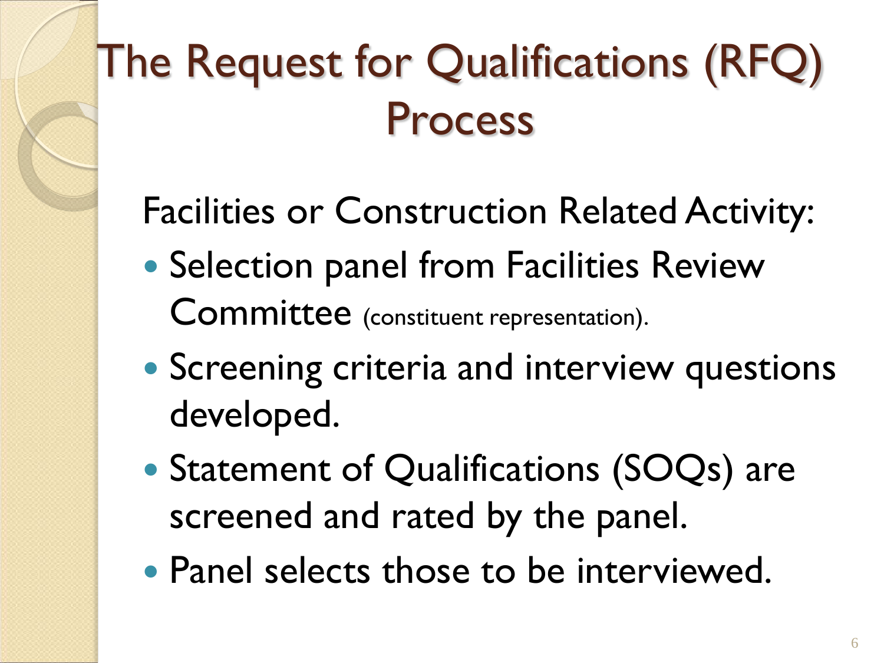# The Request for Qualifications (RFQ) Process

Facilities or Construction Related Activity:

- Selection panel from Facilities Review Committee (constituent representation).
- Screening criteria and interview questions developed.
- Statement of Qualifications (SOQs) are screened and rated by the panel.
- Panel selects those to be interviewed.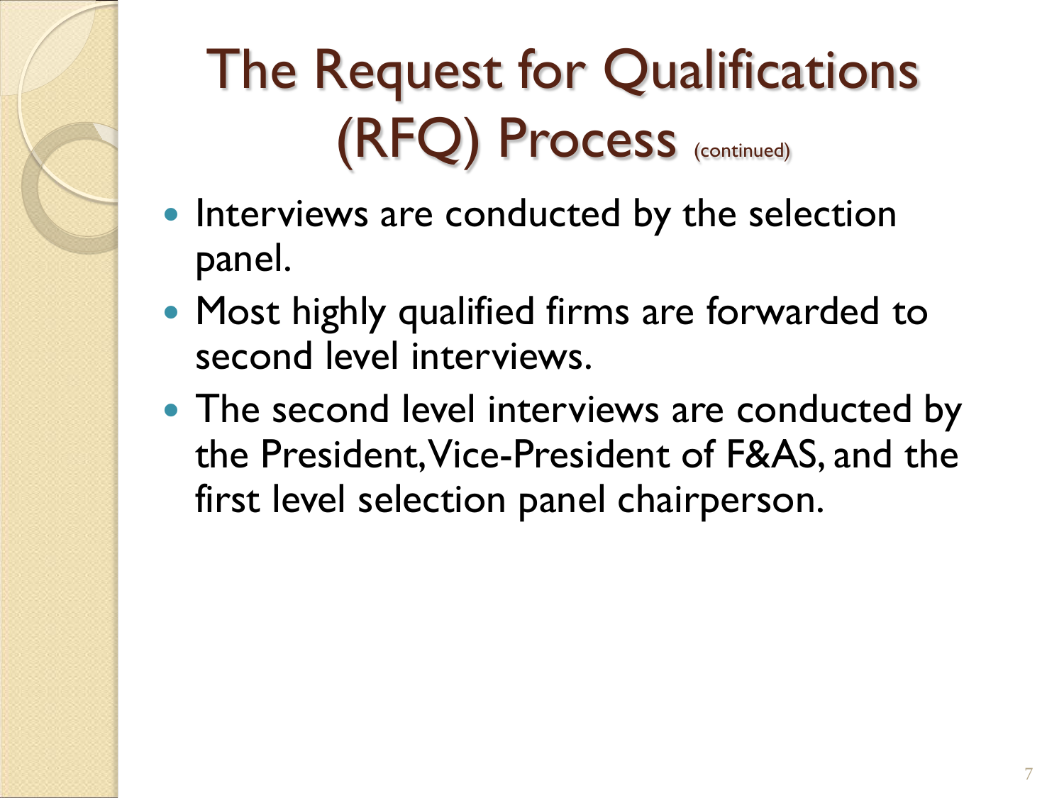# The Request for Qualifications (RFQ) Process (continued)

- Interviews are conducted by the selection panel.
- Most highly qualified firms are forwarded to second level interviews.
- The second level interviews are conducted by the President, Vice-President of F&AS, and the first level selection panel chairperson.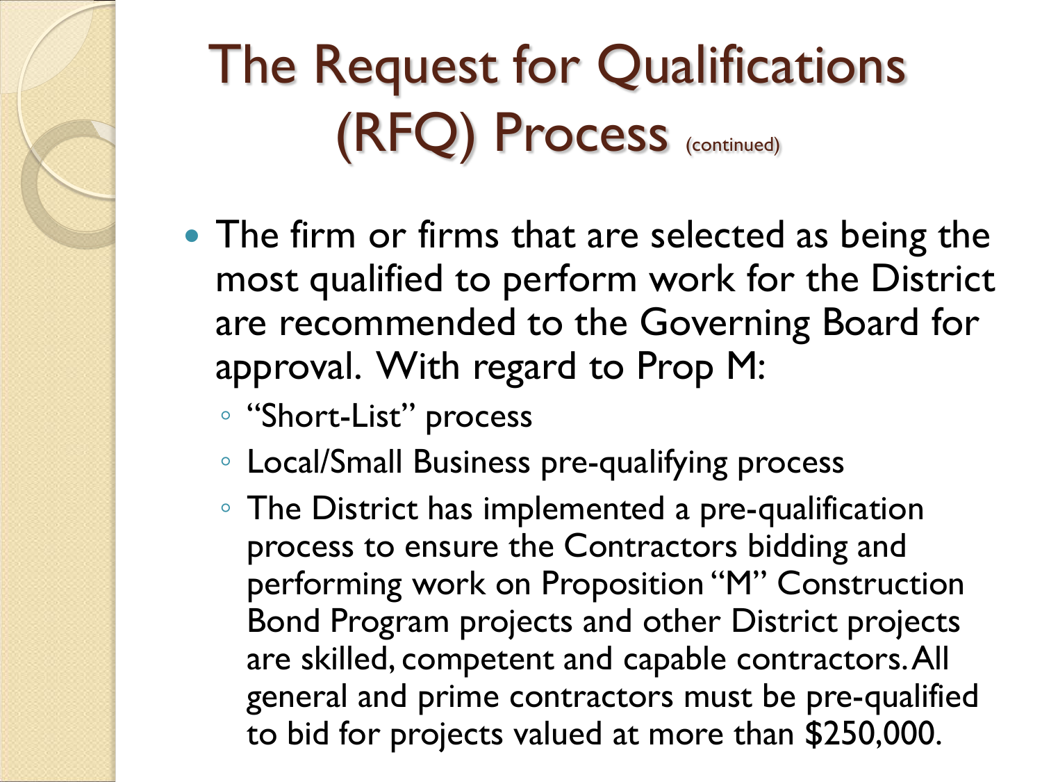# The Request for Qualifications (RFQ) Process (continued)

- The firm or firms that are selected as being the most qualified to perform work for the District are recommended to the Governing Board for approval. With regard to Prop M:
  - "Short-List" process
  - Local/Small Business pre-qualifying process
  - The District has implemented a pre-qualification process to ensure the Contractors bidding and performing work on Proposition "M" Construction Bond Program projects and other District projects are skilled, competent and capable contractors. All general and prime contractors must be pre-qualified to bid for projects valued at more than $250,000.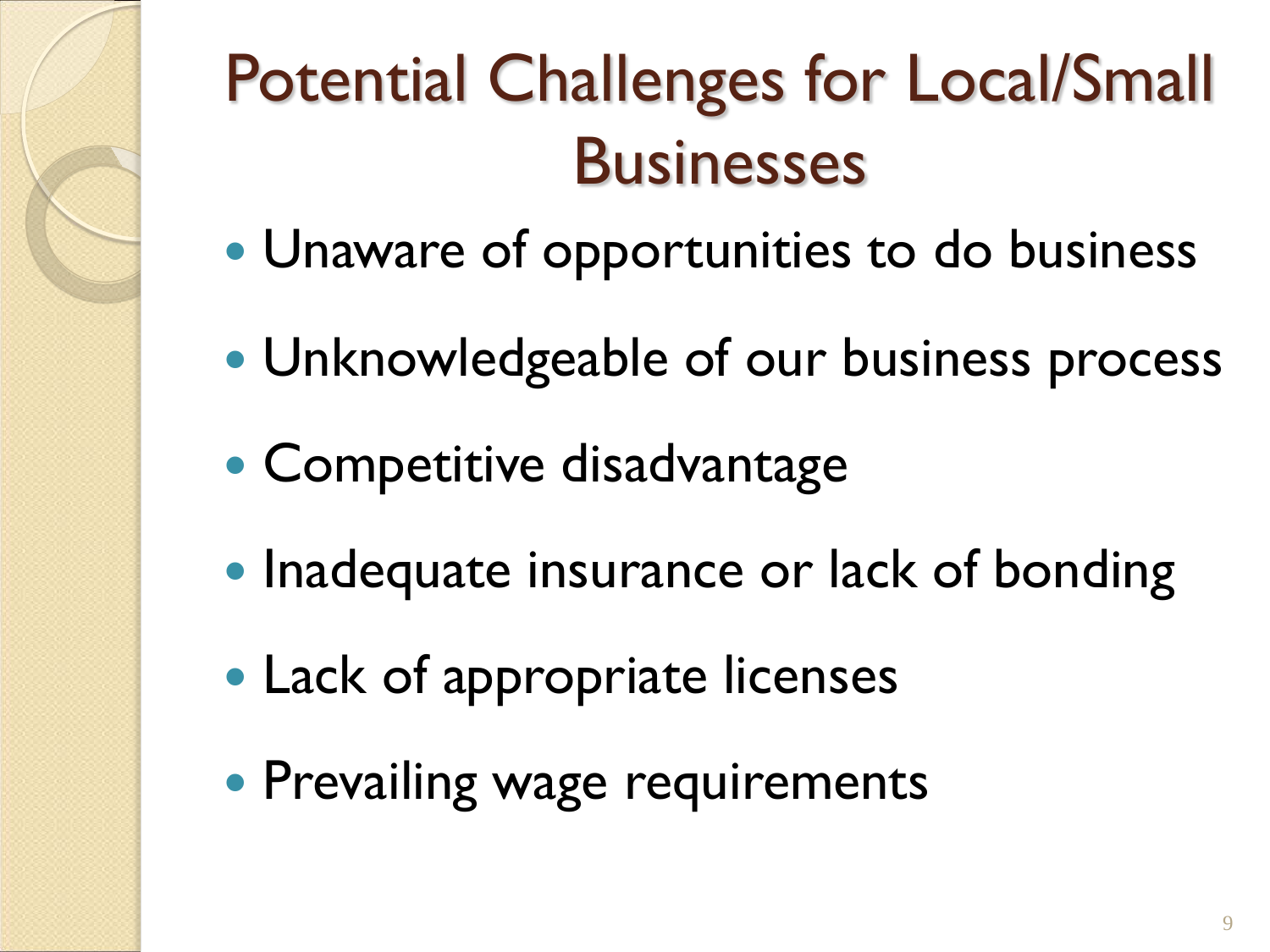# Potential Challenges for Local/Small Businesses

- Unaware of opportunities to do business
- Unknowledgeable of our business process
- Competitive disadvantage
- Inadequate insurance or lack of bonding
- Lack of appropriate licenses
- Prevailing wage requirements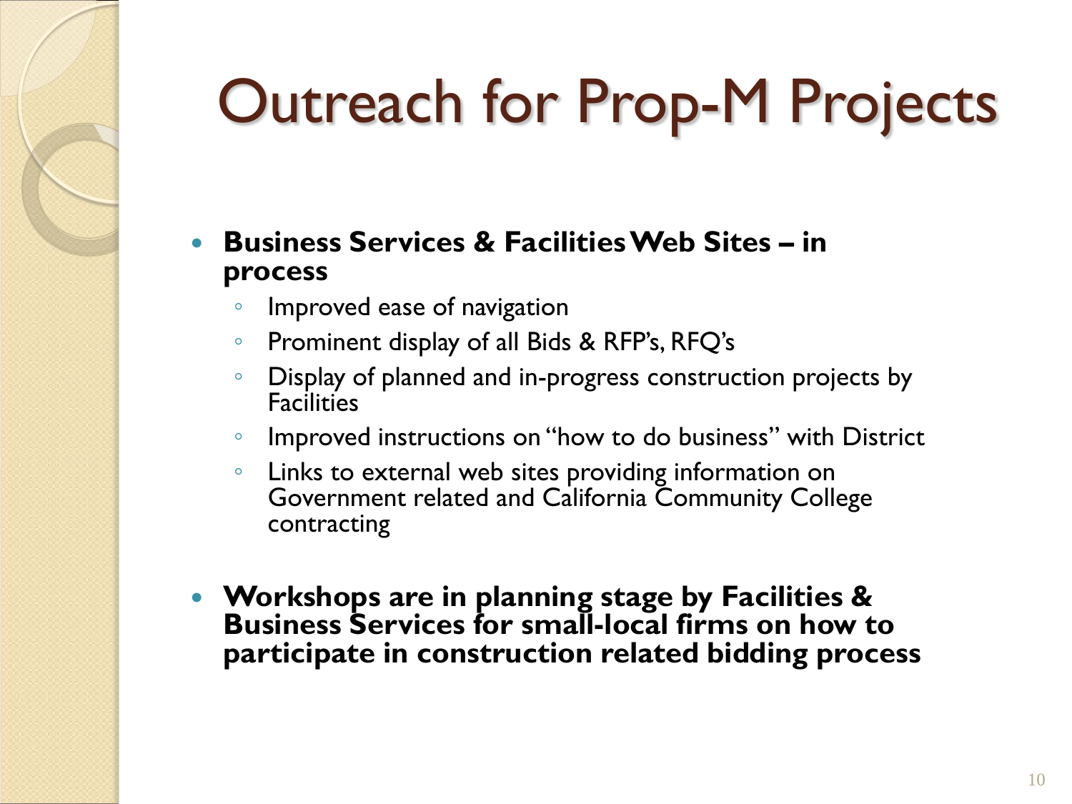# Outreach for Prop-M Projects

- **Business Services & Facilities Web Sites – in process**
  - Improved ease of navigation
  - Prominent display of all Bids & RFP's, RFQ's
  - Display of planned and in-progress construction projects by Facilities
  - Improved instructions on "how to do business" with District
  - Links to external web sites providing information on Government related and California Community College contracting

- **Workshops are in planning stage by Facilities & Business Services for small-local firms on how to participate in construction related bidding process**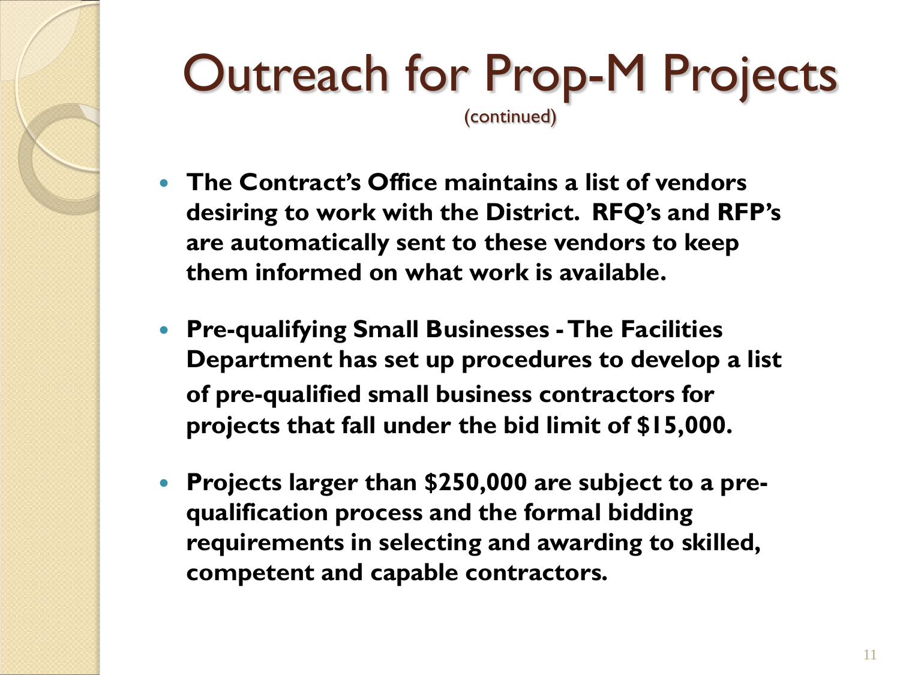# Outreach for Prop-M Projects

(continued)

- **The Contract's Office maintains a list of vendors desiring to work with the District. RFQ's and RFP's are automatically sent to these vendors to keep them informed on what work is available.**
- **Pre-qualifying Small Businesses - The Facilities Department has set up procedures to develop a list of pre-qualified small business contractors for projects that fall under the bid limit of $15,000.**
- **Projects larger than $250,000 are subject to a pre-qualification process and the formal bidding requirements in selecting and awarding to skilled, competent and capable contractors.**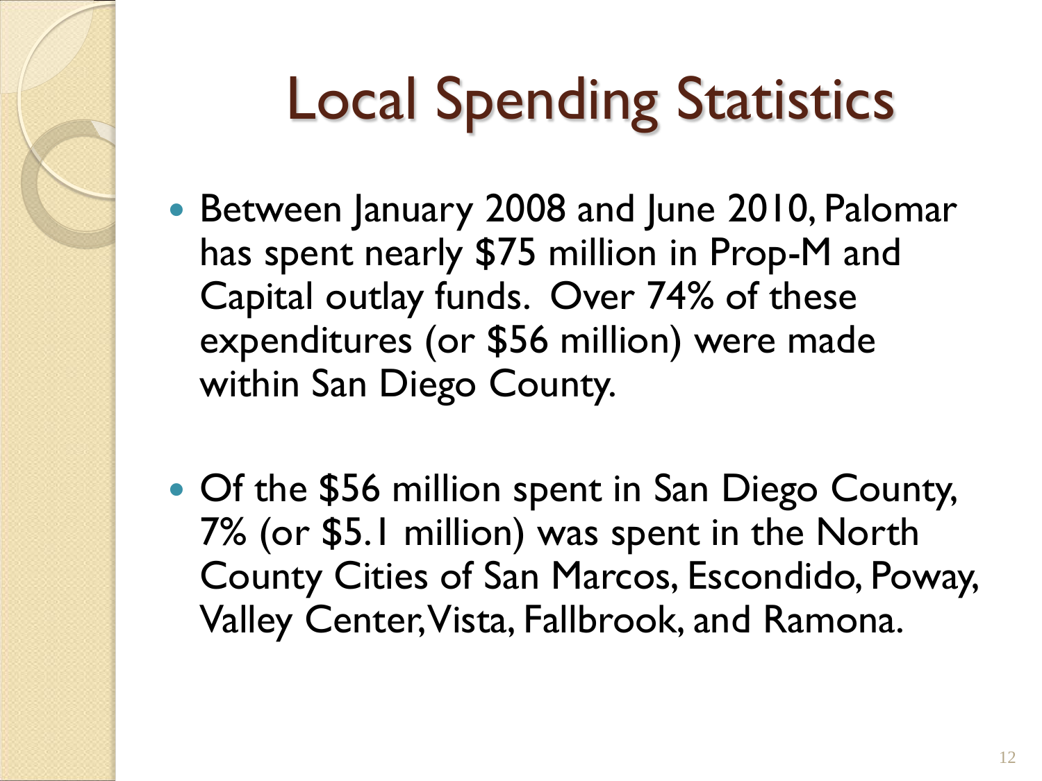# Local Spending Statistics

- Between January 2008 and June 2010, Palomar has spent nearly $75 million in Prop-M and Capital outlay funds. Over 74% of these expenditures (or $56 million) were made within San Diego County.
- Of the $56 million spent in San Diego County, 7% (or $5.1 million) was spent in the North County Cities of San Marcos, Escondido, Poway, Valley Center, Vista, Fallbrook, and Ramona.